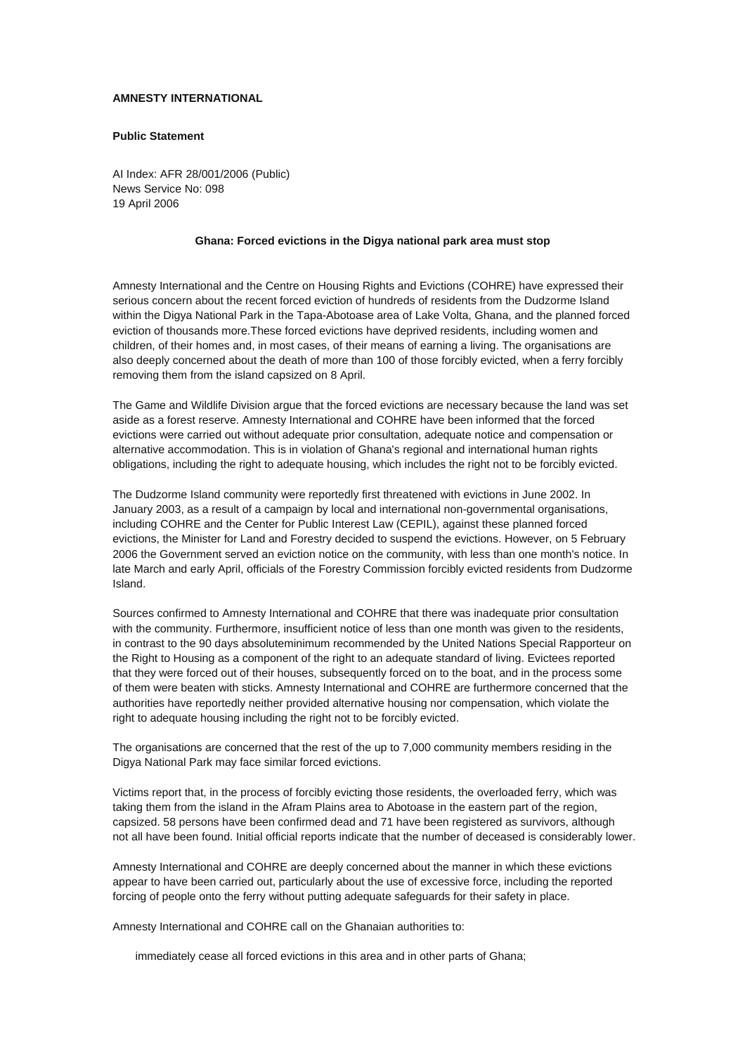**AMNESTY INTERNATIONAL**

**Public Statement**

AI Index: AFR 28/001/2006 (Public)
News Service No: 098
19 April 2006

**Ghana: Forced evictions in the Digya national park area must stop**

Amnesty International and the Centre on Housing Rights and Evictions (COHRE) have expressed their serious concern about the recent forced eviction of hundreds of residents from the Dudzorme Island within the Digya National Park in the Tapa-Abotoase area of Lake Volta, Ghana, and the planned forced eviction of thousands more.These forced evictions have deprived residents, including women and children, of their homes and, in most cases, of their means of earning a living. The organisations are also deeply concerned about the death of more than 100 of those forcibly evicted, when a ferry forcibly removing them from the island capsized on 8 April.

The Game and Wildlife Division argue that the forced evictions are necessary because the land was set aside as a forest reserve. Amnesty International and COHRE have been informed that the forced evictions were carried out without adequate prior consultation, adequate notice and compensation or alternative accommodation. This is in violation of Ghana's regional and international human rights obligations, including the right to adequate housing, which includes the right not to be forcibly evicted.

The Dudzorme Island community were reportedly first threatened with evictions in June 2002. In January 2003, as a result of a campaign by local and international non-governmental organisations, including COHRE and the Center for Public Interest Law (CEPIL), against these planned forced evictions, the Minister for Land and Forestry decided to suspend the evictions. However, on 5 February 2006 the Government served an eviction notice on the community, with less than one month's notice. In late March and early April, officials of the Forestry Commission forcibly evicted residents from Dudzorme Island.

Sources confirmed to Amnesty International and COHRE that there was inadequate prior consultation with the community. Furthermore, insufficient notice of less than one month was given to the residents, in contrast to the 90 days absoluteminimum recommended by the United Nations Special Rapporteur on the Right to Housing as a component of the right to an adequate standard of living. Evictees reported that they were forced out of their houses, subsequently forced on to the boat, and in the process some of them were beaten with sticks. Amnesty International and COHRE are furthermore concerned that the authorities have reportedly neither provided alternative housing nor compensation, which violate the right to adequate housing including the right not to be forcibly evicted.

The organisations are concerned that the rest of the up to 7,000 community members residing in the Digya National Park may face similar forced evictions.

Victims report that, in the process of forcibly evicting those residents, the overloaded ferry, which was taking them from the island in the Afram Plains area to Abotoase in the eastern part of the region, capsized. 58 persons have been confirmed dead and 71 have been registered as survivors, although not all have been found. Initial official reports indicate that the number of deceased is considerably lower.

Amnesty International and COHRE are deeply concerned about the manner in which these evictions appear to have been carried out, particularly about the use of excessive force, including the reported forcing of people onto the ferry without putting adequate safeguards for their safety in place.

Amnesty International and COHRE call on the Ghanaian authorities to:

- immediately cease all forced evictions in this area and in other parts of Ghana;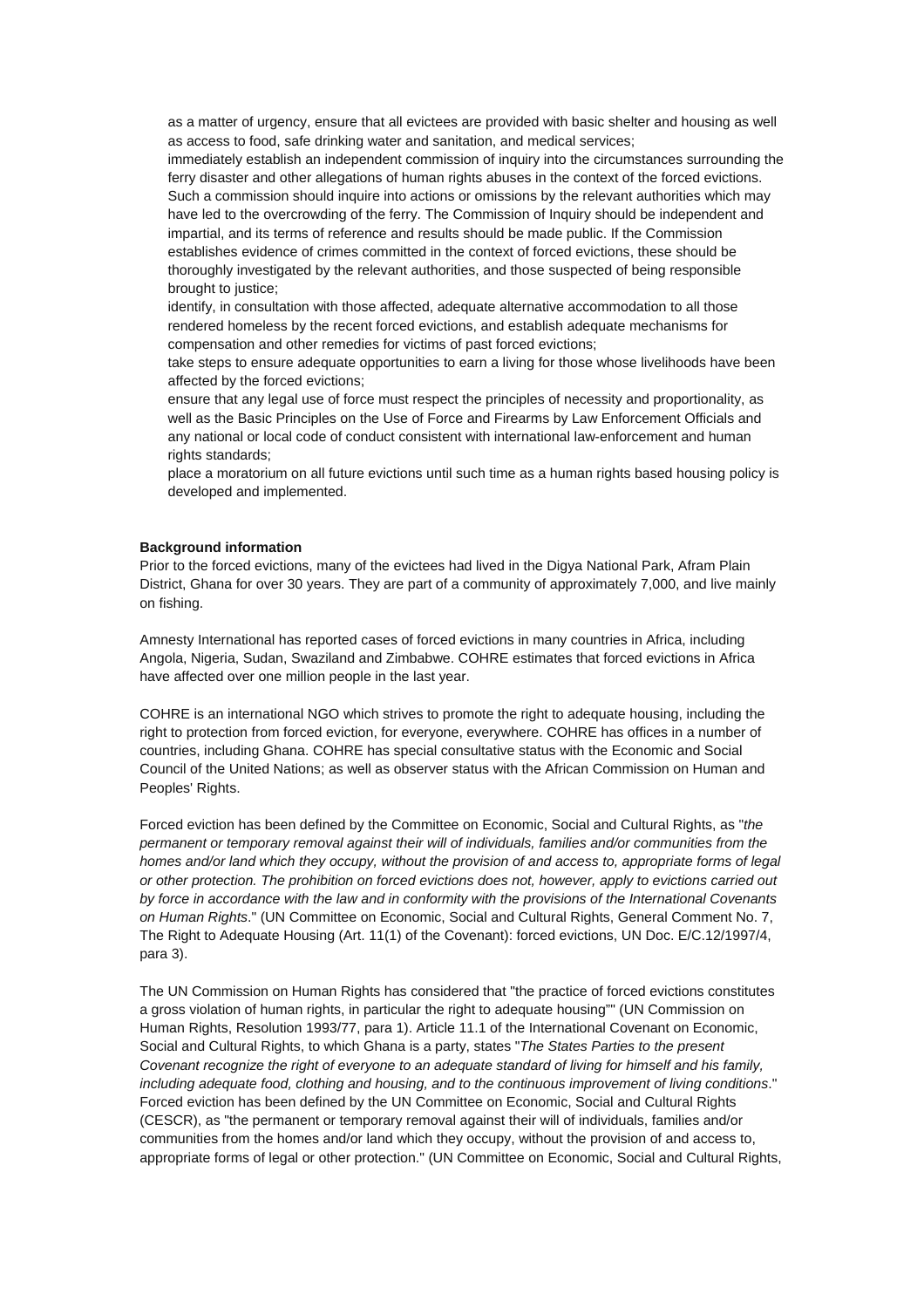as a matter of urgency, ensure that all evictees are provided with basic shelter and housing as well as access to food, safe drinking water and sanitation, and medical services;

immediately establish an independent commission of inquiry into the circumstances surrounding the ferry disaster and other allegations of human rights abuses in the context of the forced evictions. Such a commission should inquire into actions or omissions by the relevant authorities which may have led to the overcrowding of the ferry. The Commission of Inquiry should be independent and impartial, and its terms of reference and results should be made public. If the Commission establishes evidence of crimes committed in the context of forced evictions, these should be thoroughly investigated by the relevant authorities, and those suspected of being responsible brought to justice;

identify, in consultation with those affected, adequate alternative accommodation to all those rendered homeless by the recent forced evictions, and establish adequate mechanisms for compensation and other remedies for victims of past forced evictions;

take steps to ensure adequate opportunities to earn a living for those whose livelihoods have been affected by the forced evictions;

ensure that any legal use of force must respect the principles of necessity and proportionality, as well as the Basic Principles on the Use of Force and Firearms by Law Enforcement Officials and any national or local code of conduct consistent with international law-enforcement and human rights standards;

place a moratorium on all future evictions until such time as a human rights based housing policy is developed and implemented.

**Background information**

Prior to the forced evictions, many of the evictees had lived in the Digya National Park, Afram Plain District, Ghana for over 30 years. They are part of a community of approximately 7,000, and live mainly on fishing.

Amnesty International has reported cases of forced evictions in many countries in Africa, including Angola, Nigeria, Sudan, Swaziland and Zimbabwe. COHRE estimates that forced evictions in Africa have affected over one million people in the last year.

COHRE is an international NGO which strives to promote the right to adequate housing, including the right to protection from forced eviction, for everyone, everywhere. COHRE has offices in a number of countries, including Ghana. COHRE has special consultative status with the Economic and Social Council of the United Nations; as well as observer status with the African Commission on Human and Peoples' Rights.

Forced eviction has been defined by the Committee on Economic, Social and Cultural Rights, as "*the permanent or temporary removal against their will of individuals, families and/or communities from the homes and/or land which they occupy, without the provision of and access to, appropriate forms of legal or other protection. The prohibition on forced evictions does not, however, apply to evictions carried out by force in accordance with the law and in conformity with the provisions of the International Covenants on Human Rights*." (UN Committee on Economic, Social and Cultural Rights, General Comment No. 7, The Right to Adequate Housing (Art. 11(1) of the Covenant): forced evictions, UN Doc. E/C.12/1997/4, para 3).

The UN Commission on Human Rights has considered that "the practice of forced evictions constitutes a gross violation of human rights, in particular the right to adequate housing"" (UN Commission on Human Rights, Resolution 1993/77, para 1). Article 11.1 of the International Covenant on Economic, Social and Cultural Rights, to which Ghana is a party, states "*The States Parties to the present Covenant recognize the right of everyone to an adequate standard of living for himself and his family, including adequate food, clothing and housing, and to the continuous improvement of living conditions*." Forced eviction has been defined by the UN Committee on Economic, Social and Cultural Rights (CESCR), as "the permanent or temporary removal against their will of individuals, families and/or communities from the homes and/or land which they occupy, without the provision of and access to, appropriate forms of legal or other protection." (UN Committee on Economic, Social and Cultural Rights,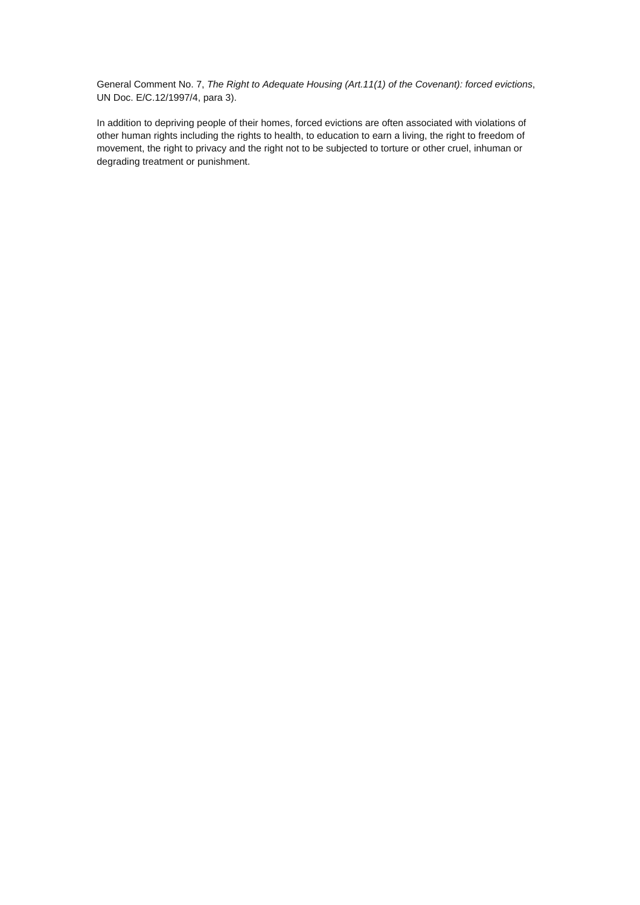General Comment No. 7, *The Right to Adequate Housing (Art.11(1) of the Covenant): forced evictions*, UN Doc. E/C.12/1997/4, para 3).

In addition to depriving people of their homes, forced evictions are often associated with violations of other human rights including the rights to health, to education to earn a living, the right to freedom of movement, the right to privacy and the right not to be subjected to torture or other cruel, inhuman or degrading treatment or punishment.